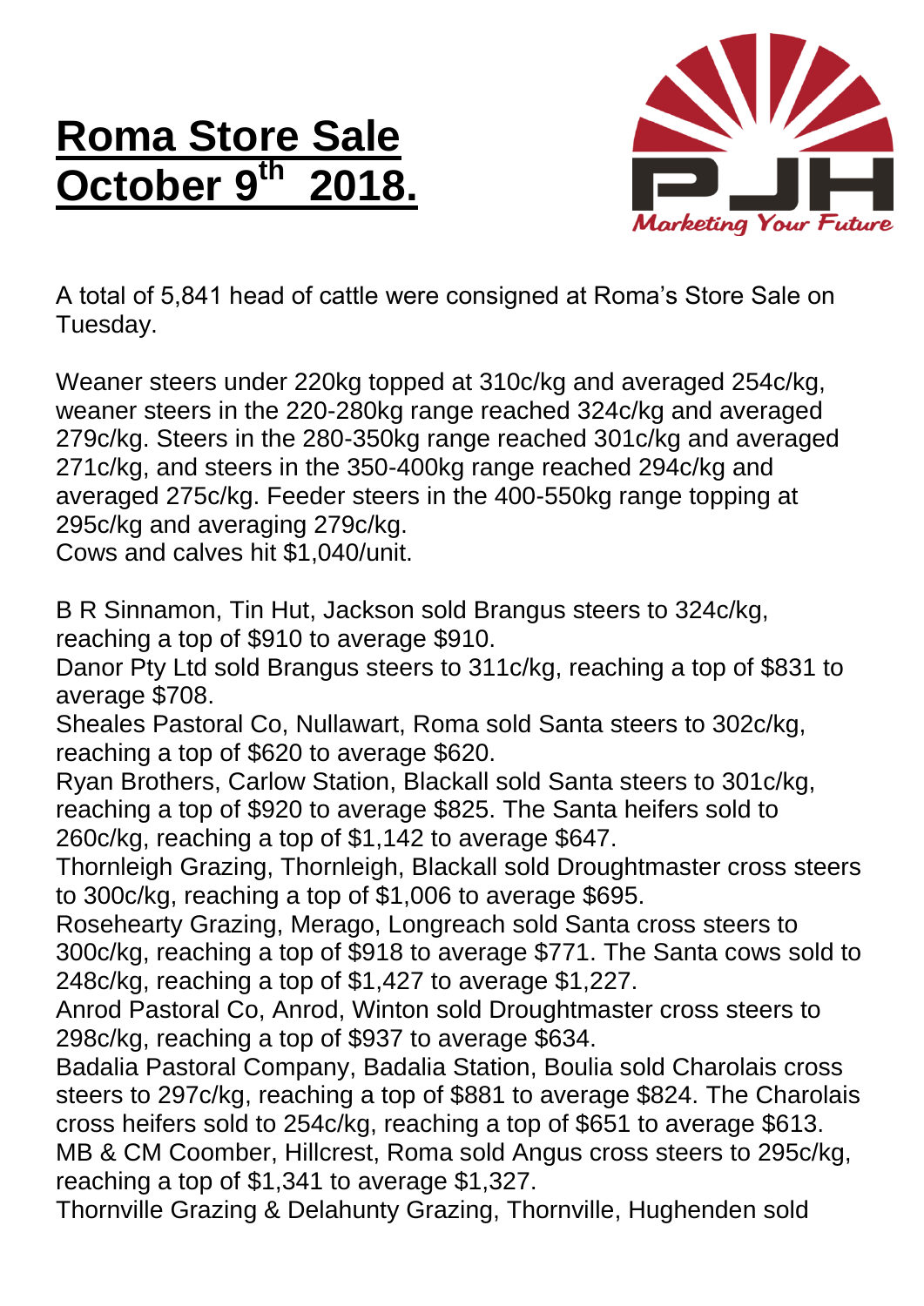# Roma Store Sale October 9th 2018.

A total of 5,841 head of cattle were consigned at Roma's Store Sale on Tuesday.

Weaner steers under 220kg topped at 310c/kg and averaged 254c/kg, weaner steers in the 220-280kg range reached 324c/kg and averaged 279c/kg. Steers in the 280-350kg range reached 301c/kg and averaged 271c/kg, and steers in the 350-400kg range reached 294c/kg and averaged 275c/kg. Feeder steers in the 400-550kg range topping at 295c/kg and averaging 279c/kg.
Cows and calves hit $1,040/unit.

B R Sinnamon, Tin Hut, Jackson sold Brangus steers to 324c/kg, reaching a top of $910 to average $910.
Danor Pty Ltd sold Brangus steers to 311c/kg, reaching a top of $831 to average $708.
Sheales Pastoral Co, Nullawart, Roma sold Santa steers to 302c/kg, reaching a top of $620 to average $620.
Ryan Brothers, Carlow Station, Blackall sold Santa steers to 301c/kg, reaching a top of $920 to average $825. The Santa heifers sold to 260c/kg, reaching a top of $1,142 to average $647.
Thornleigh Grazing, Thornleigh, Blackall sold Droughtmaster cross steers to 300c/kg, reaching a top of $1,006 to average $695.
Rosehearty Grazing, Merago, Longreach sold Santa cross steers to 300c/kg, reaching a top of $918 to average $771. The Santa cows sold to 248c/kg, reaching a top of $1,427 to average $1,227.
Anrod Pastoral Co, Anrod, Winton sold Droughtmaster cross steers to 298c/kg, reaching a top of $937 to average $634.
Badalia Pastoral Company, Badalia Station, Boulia sold Charolais cross steers to 297c/kg, reaching a top of $881 to average $824. The Charolais cross heifers sold to 254c/kg, reaching a top of $651 to average $613.
MB & CM Coomber, Hillcrest, Roma sold Angus cross steers to 295c/kg, reaching a top of $1,341 to average $1,327.
Thornville Grazing & Delahunty Grazing, Thornville, Hughenden sold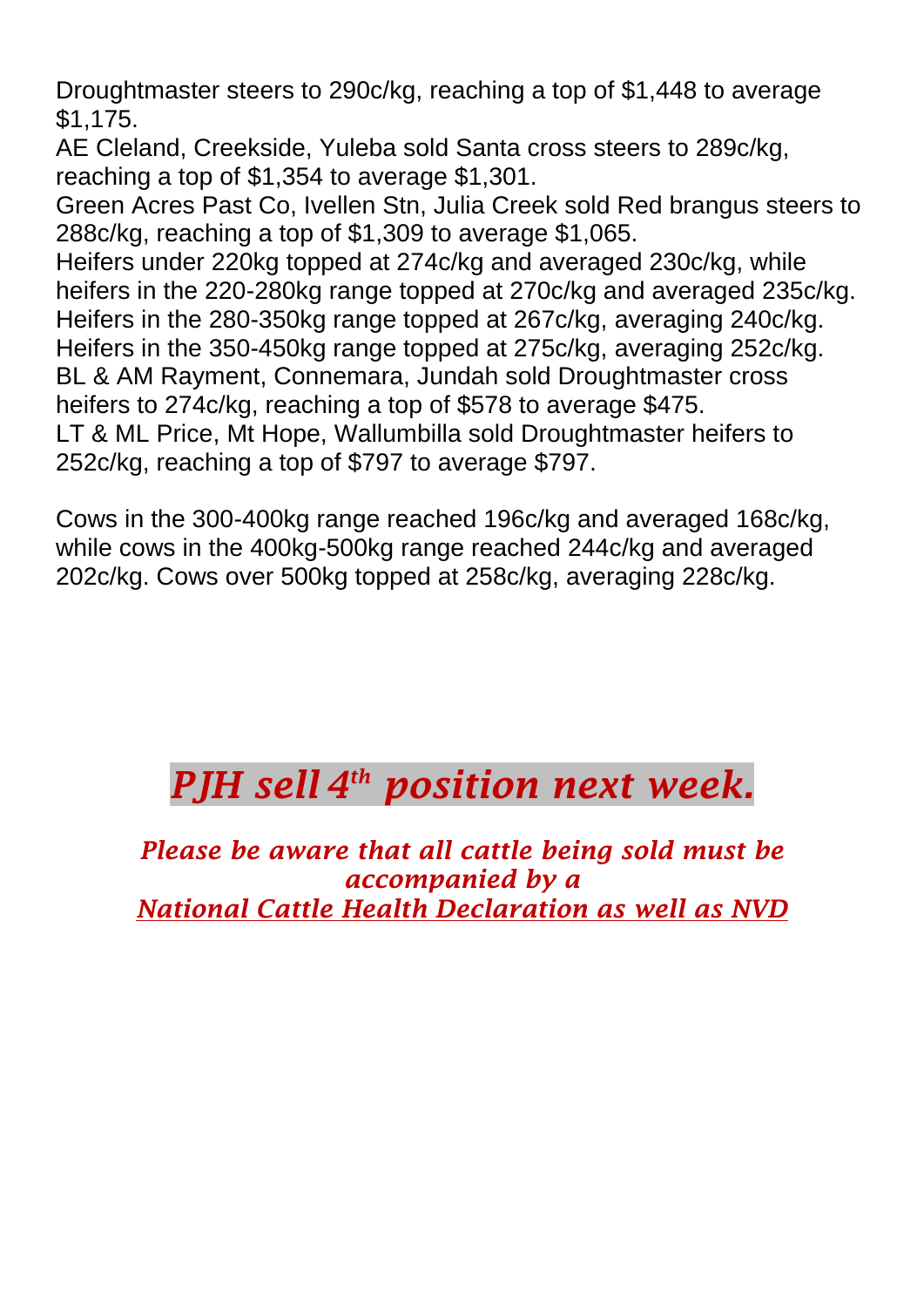Droughtmaster steers to 290c/kg, reaching a top of $1,448 to average $1,175.
AE Cleland, Creekside, Yuleba sold Santa cross steers to 289c/kg, reaching a top of $1,354 to average $1,301.
Green Acres Past Co, Ivellen Stn, Julia Creek sold Red brangus steers to 288c/kg, reaching a top of $1,309 to average $1,065.
Heifers under 220kg topped at 274c/kg and averaged 230c/kg, while heifers in the 220-280kg range topped at 270c/kg and averaged 235c/kg.
Heifers in the 280-350kg range topped at 267c/kg, averaging 240c/kg.
Heifers in the 350-450kg range topped at 275c/kg, averaging 252c/kg.
BL & AM Rayment, Connemara, Jundah sold Droughtmaster cross heifers to 274c/kg, reaching a top of $578 to average $475.
LT & ML Price, Mt Hope, Wallumbilla sold Droughtmaster heifers to 252c/kg, reaching a top of $797 to average $797.

Cows in the 300-400kg range reached 196c/kg and averaged 168c/kg, while cows in the 400kg-500kg range reached 244c/kg and averaged 202c/kg. Cows over 500kg topped at 258c/kg, averaging 228c/kg.

## *PJH sell 4th position next week.*

***Please be aware that all cattle being sold must be accompanied by a***
***National Cattle Health Declaration as well as NVD***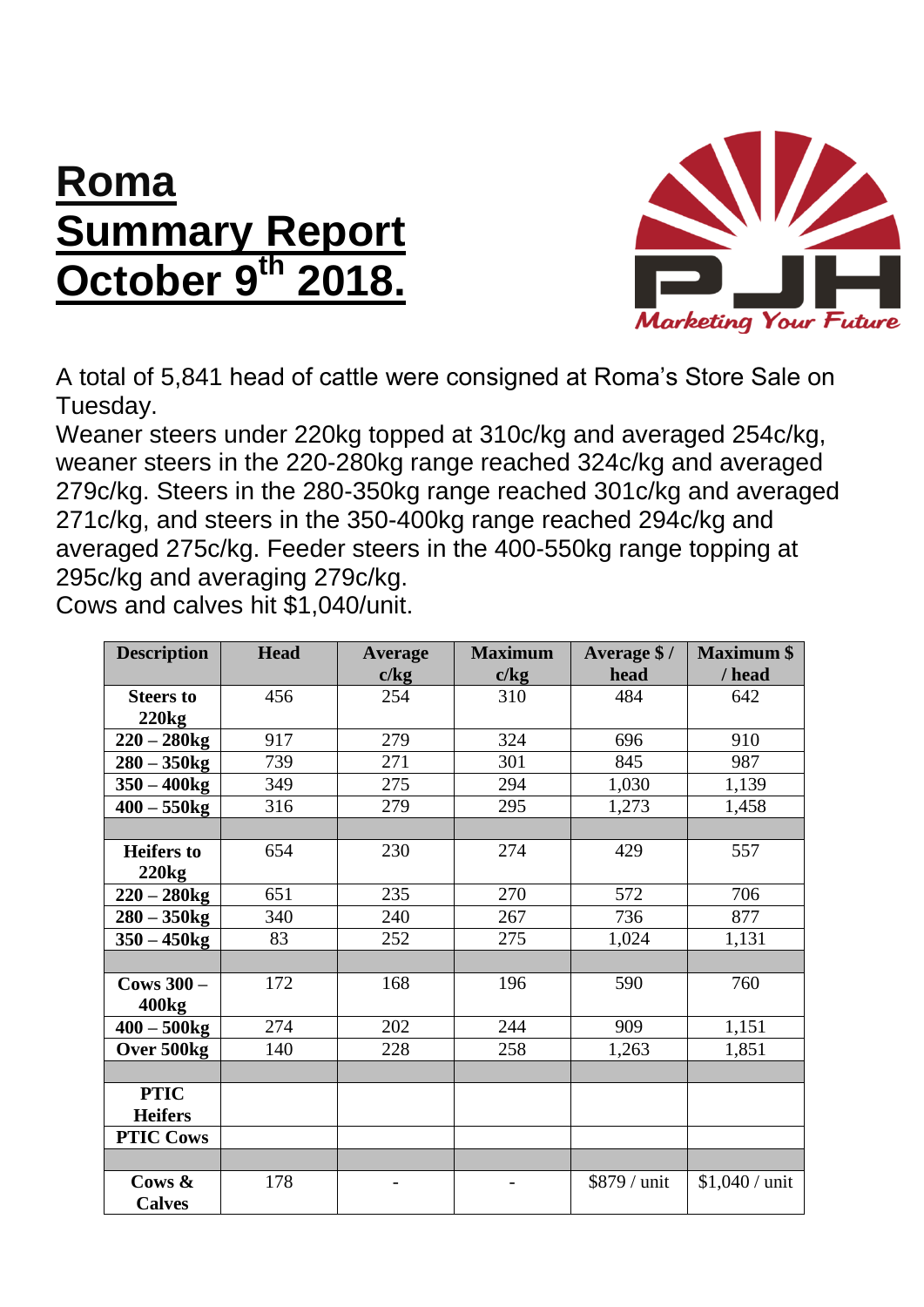# Roma Summary Report October 9th 2018.

PJH

*Marketing Your Future*

A total of 5,841 head of cattle were consigned at Roma's Store Sale on Tuesday.
Weaner steers under 220kg topped at 310c/kg and averaged 254c/kg, weaner steers in the 220-280kg range reached 324c/kg and averaged 279c/kg. Steers in the 280-350kg range reached 301c/kg and averaged 271c/kg, and steers in the 350-400kg range reached 294c/kg and averaged 275c/kg. Feeder steers in the 400-550kg range topping at 295c/kg and averaging 279c/kg.
Cows and calves hit $1,040/unit.

| Description | Head | Average c/kg | Maximum c/kg | Average $ / head | Maximum $ / head |
|---|---|---|---|---|---|
| Steers to 220kg | 456 | 254 | 310 | 484 | 642 |
| 220 – 280kg | 917 | 279 | 324 | 696 | 910 |
| 280 – 350kg | 739 | 271 | 301 | 845 | 987 |
| 350 – 400kg | 349 | 275 | 294 | 1,030 | 1,139 |
| 400 – 550kg | 316 | 279 | 295 | 1,273 | 1,458 |
| | | | | | |
| Heifers to 220kg | 654 | 230 | 274 | 429 | 557 |
| 220 – 280kg | 651 | 235 | 270 | 572 | 706 |
| 280 – 350kg | 340 | 240 | 267 | 736 | 877 |
| 350 – 450kg | 83 | 252 | 275 | 1,024 | 1,131 |
| | | | | | |
| Cows 300 – 400kg | 172 | 168 | 196 | 590 | 760 |
| 400 – 500kg | 274 | 202 | 244 | 909 | 1,151 |
| Over 500kg | 140 | 228 | 258 | 1,263 | 1,851 |
| | | | | | |
| PTIC Heifers | | | | | |
| PTIC Cows | | | | | |
| | | | | | |
| Cows & Calves | 178 | - | - | $879 / unit | $1,040 / unit |